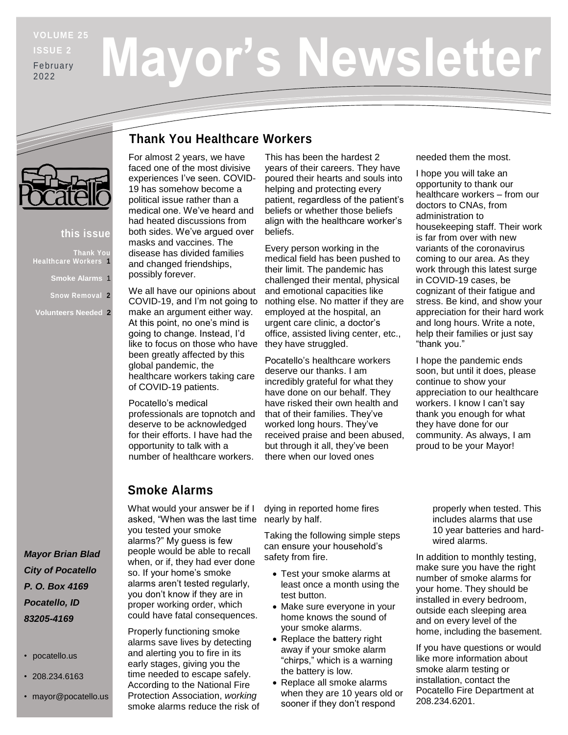VOLUME 25

ISSUE 2

February 2022

# Mayor's Newsletter

**this issue**

- Thank You Healthcare Workers 1
- Smoke Alarms 1
- Snow Removal 2
- Volunteers Needed 2

***Mayor Brian Blad***
***City of Pocatello***
***P. O. Box 4169***
***Pocatello, ID***
***83205-4169***

- pocatello.us
- 208.234.6163
- mayor@pocatello.us

## Thank You Healthcare Workers

For almost 2 years, we have faced one of the most divisive experiences I've seen. COVID-19 has somehow become a political issue rather than a medical one. We've heard and had heated discussions from both sides. We've argued over masks and vaccines. The disease has divided families and changed friendships, possibly forever.

We all have our opinions about COVID-19, and I'm not going to make an argument either way. At this point, no one's mind is going to change. Instead, I'd like to focus on those who have been greatly affected by this global pandemic, the healthcare workers taking care of COVID-19 patients.

Pocatello's medical professionals are topnotch and deserve to be acknowledged for their efforts. I have had the opportunity to talk with a number of healthcare workers. This has been the hardest 2 years of their careers. They have poured their hearts and souls into helping and protecting every patient, regardless of the patient's beliefs or whether those beliefs align with the healthcare worker's beliefs.

Every person working in the medical field has been pushed to their limit. The pandemic has challenged their mental, physical and emotional capacities like nothing else. No matter if they are employed at the hospital, an urgent care clinic, a doctor's office, assisted living center, etc., they have struggled.

Pocatello's healthcare workers deserve our thanks. I am incredibly grateful for what they have done on our behalf. They have risked their own health and that of their families. They've worked long hours. They've received praise and been abused, but through it all, they've been there when our loved ones needed them the most.

I hope you will take an opportunity to thank our healthcare workers – from our doctors to CNAs, from administration to housekeeping staff. Their work is far from over with new variants of the coronavirus coming to our area. As they work through this latest surge in COVID-19 cases, be cognizant of their fatigue and stress. Be kind, and show your appreciation for their hard work and long hours. Write a note, help their families or just say "thank you."

I hope the pandemic ends soon, but until it does, please continue to show your appreciation to our healthcare workers. I know I can't say thank you enough for what they have done for our community. As always, I am proud to be your Mayor!

## Smoke Alarms

What would your answer be if I asked, "When was the last time you tested your smoke alarms?" My guess is few people would be able to recall when, or if, they had ever done so. If your home's smoke alarms aren't tested regularly, you don't know if they are in proper working order, which could have fatal consequences.

Properly functioning smoke alarms save lives by detecting and alerting you to fire in its early stages, giving you the time needed to escape safely. According to the National Fire Protection Association, *working* smoke alarms reduce the risk of dying in reported home fires nearly by half.

Taking the following simple steps can ensure your household's safety from fire.

- Test your smoke alarms at least once a month using the test button.
- Make sure everyone in your home knows the sound of your smoke alarms.
- Replace the battery right away if your smoke alarm "chirps," which is a warning the battery is low.
- Replace all smoke alarms when they are 10 years old or sooner if they don't respond properly when tested. This includes alarms that use 10 year batteries and hard-wired alarms.

In addition to monthly testing, make sure you have the right number of smoke alarms for your home. They should be installed in every bedroom, outside each sleeping area and on every level of the home, including the basement.

If you have questions or would like more information about smoke alarm testing or installation, contact the Pocatello Fire Department at 208.234.6201.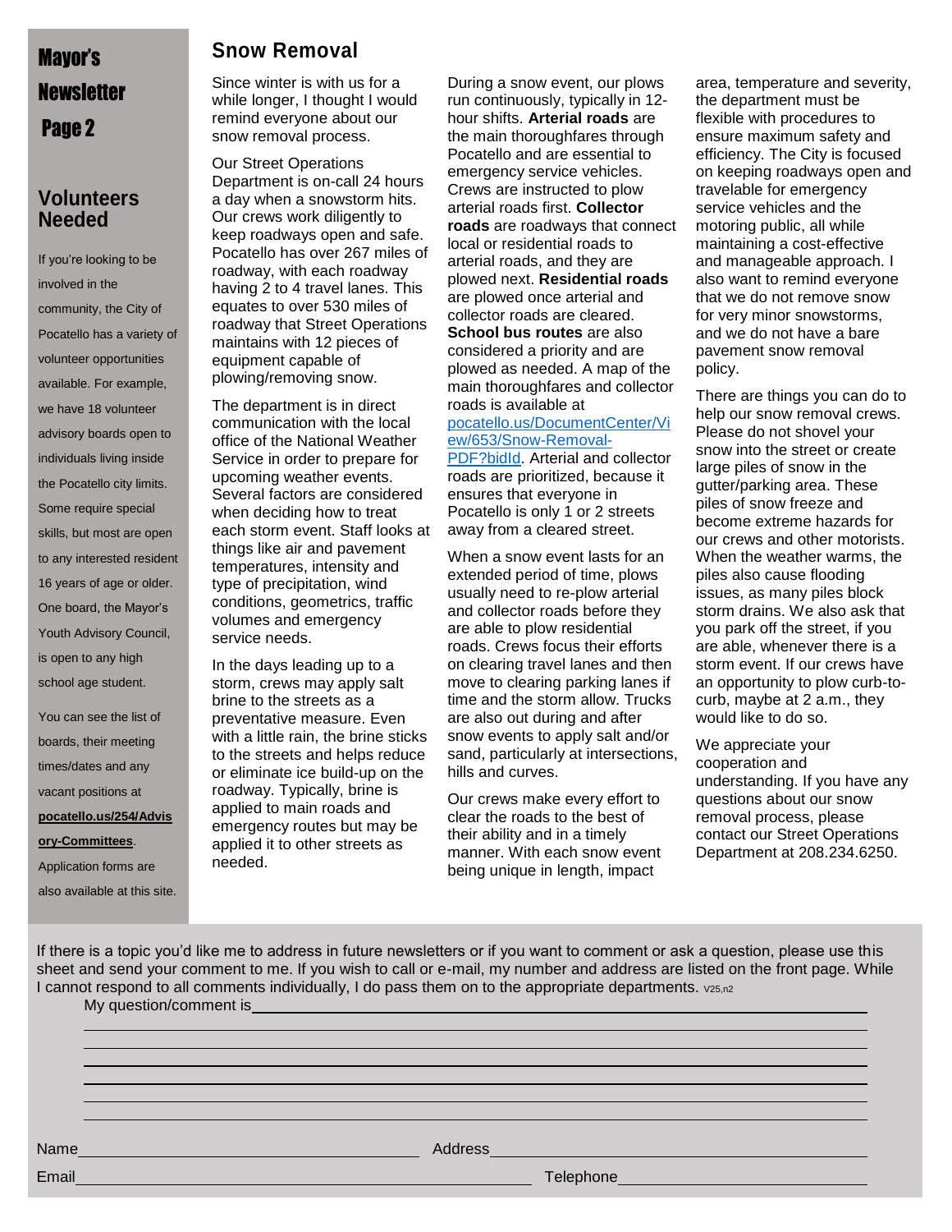# Mayor's Newsletter Page 2

## Volunteers Needed

If you're looking to be involved in the community, the City of Pocatello has a variety of volunteer opportunities available. For example, we have 18 volunteer advisory boards open to individuals living inside the Pocatello city limits. Some require special skills, but most are open to any interested resident 16 years of age or older. One board, the Mayor's Youth Advisory Council, is open to any high school age student.

You can see the list of boards, their meeting times/dates and any vacant positions at **pocatello.us/254/Advisory-Committees**. Application forms are also available at this site.

## Snow Removal

Since winter is with us for a while longer, I thought I would remind everyone about our snow removal process.

Our Street Operations Department is on-call 24 hours a day when a snowstorm hits. Our crews work diligently to keep roadways open and safe. Pocatello has over 267 miles of roadway, with each roadway having 2 to 4 travel lanes. This equates to over 530 miles of roadway that Street Operations maintains with 12 pieces of equipment capable of plowing/removing snow.

The department is in direct communication with the local office of the National Weather Service in order to prepare for upcoming weather events. Several factors are considered when deciding how to treat each storm event. Staff looks at things like air and pavement temperatures, intensity and type of precipitation, wind conditions, geometrics, traffic volumes and emergency service needs.

In the days leading up to a storm, crews may apply salt brine to the streets as a preventative measure. Even with a little rain, the brine sticks to the streets and helps reduce or eliminate ice build-up on the roadway. Typically, brine is applied to main roads and emergency routes but may be applied it to other streets as needed.

During a snow event, our plows run continuously, typically in 12-hour shifts. **Arterial roads** are the main thoroughfares through Pocatello and are essential to emergency service vehicles. Crews are instructed to plow arterial roads first. **Collector roads** are roadways that connect local or residential roads to arterial roads, and they are plowed next. **Residential roads** are plowed once arterial and collector roads are cleared. **School bus routes** are also considered a priority and are plowed as needed. A map of the main thoroughfares and collector roads is available at pocatello.us/DocumentCenter/View/653/Snow-Removal-PDF?bidId. Arterial and collector roads are prioritized, because it ensures that everyone in Pocatello is only 1 or 2 streets away from a cleared street.

When a snow event lasts for an extended period of time, plows usually need to re-plow arterial and collector roads before they are able to plow residential roads. Crews focus their efforts on clearing travel lanes and then move to clearing parking lanes if time and the storm allow. Trucks are also out during and after snow events to apply salt and/or sand, particularly at intersections, hills and curves.

Our crews make every effort to clear the roads to the best of their ability and in a timely manner. With each snow event being unique in length, impact area, temperature and severity, the department must be flexible with procedures to ensure maximum safety and efficiency. The City is focused on keeping roadways open and travelable for emergency service vehicles and the motoring public, all while maintaining a cost-effective and manageable approach. I also want to remind everyone that we do not remove snow for very minor snowstorms, and we do not have a bare pavement snow removal policy.

There are things you can do to help our snow removal crews. Please do not shovel your snow into the street or create large piles of snow in the gutter/parking area. These piles of snow freeze and become extreme hazards for our crews and other motorists. When the weather warms, the piles also cause flooding issues, as many piles block storm drains. We also ask that you park off the street, if you are able, whenever there is a storm event. If our crews have an opportunity to plow curb-to-curb, maybe at 2 a.m., they would like to do so.

We appreciate your cooperation and understanding. If you have any questions about our snow removal process, please contact our Street Operations Department at 208.234.6250.

---

If there is a topic you'd like me to address in future newsletters or if you want to comment or ask a question, please use this sheet and send your comment to me. If you wish to call or e-mail, my number and address are listed on the front page. While I cannot respond to all comments individually, I do pass them on to the appropriate departments. V25,n2

My question/comment is ______________________________

______________________________

______________________________

______________________________

______________________________

______________________________

______________________________

Name ______________________ Address ______________________

Email ______________________ Telephone ______________________